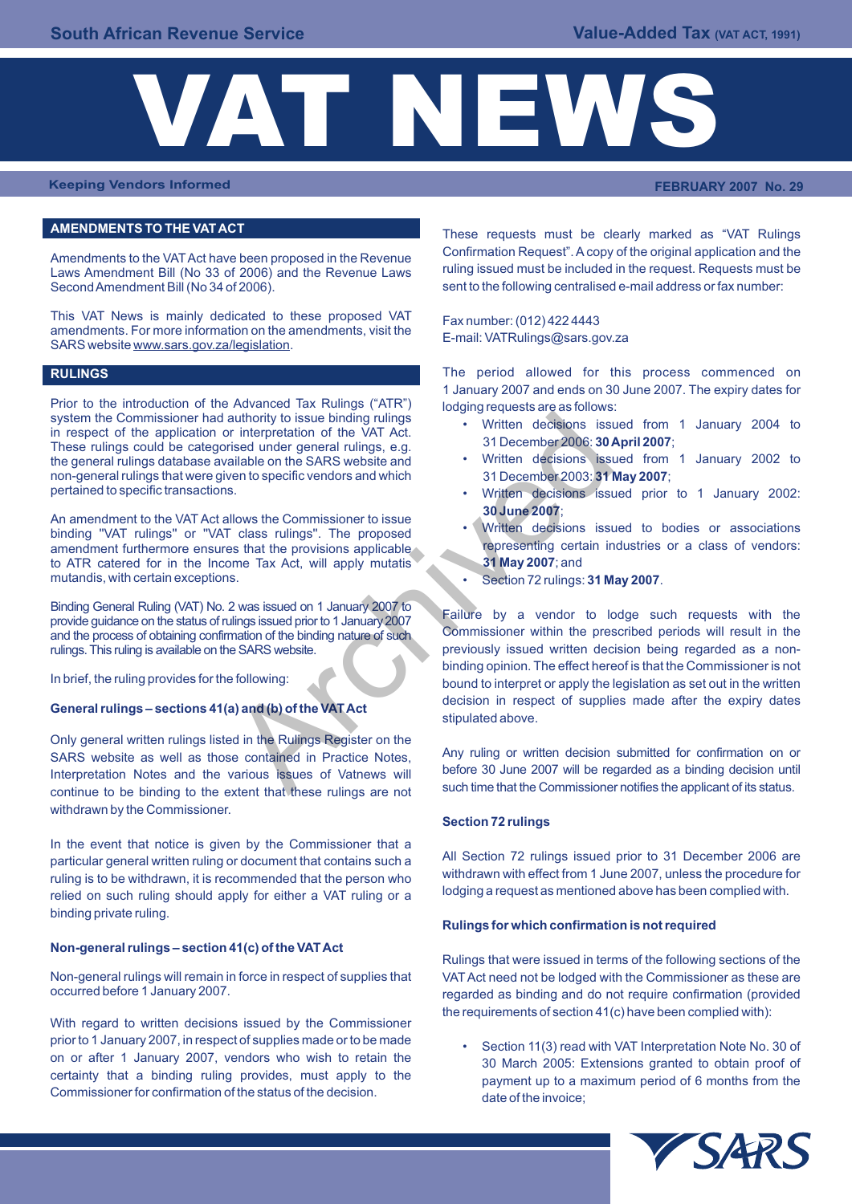# VAT NEWS

South African Revenue Service — Value-Added Tax (VAT ACT, 1991)

Keeping Vendors Informed — FEBRUARY 2007 No. 29

## AMENDMENTS TO THE VAT ACT

Amendments to the VAT Act have been proposed in the Revenue Laws Amendment Bill (No 33 of 2006) and the Revenue Laws Second Amendment Bill (No 34 of 2006).

This VAT News is mainly dedicated to these proposed VAT amendments. For more information on the amendments, visit the SARS website www.sars.gov.za/legislation.

## RULINGS

Prior to the introduction of the Advanced Tax Rulings ("ATR") system the Commissioner had authority to issue binding rulings in respect of the application or interpretation of the VAT Act. These rulings could be categorised under general rulings, e.g. the general rulings database available on the SARS website and non-general rulings that were given to specific vendors and which pertained to specific transactions.

An amendment to the VAT Act allows the Commissioner to issue binding "VAT rulings" or "VAT class rulings". The proposed amendment furthermore ensures that the provisions applicable to ATR catered for in the Income Tax Act, will apply mutatis mutandis, with certain exceptions.

Binding General Ruling (VAT) No. 2 was issued on 1 January 2007 to provide guidance on the status of rulings issued prior to 1 January 2007 and the process of obtaining confirmation of the binding nature of such rulings. This ruling is available on the SARS website.

In brief, the ruling provides for the following:

### General rulings – sections 41(a) and (b) of the VAT Act

Only general written rulings listed in the Rulings Register on the SARS website as well as those contained in Practice Notes, Interpretation Notes and the various issues of Vatnews will continue to be binding to the extent that these rulings are not withdrawn by the Commissioner.

In the event that notice is given by the Commissioner that a particular general written ruling or document that contains such a ruling is to be withdrawn, it is recommended that the person who relied on such ruling should apply for either a VAT ruling or a binding private ruling.

### Non-general rulings – section 41(c) of the VAT Act

Non-general rulings will remain in force in respect of supplies that occurred before 1 January 2007.

With regard to written decisions issued by the Commissioner prior to 1 January 2007, in respect of supplies made or to be made on or after 1 January 2007, vendors who wish to retain the certainty that a binding ruling provides, must apply to the Commissioner for confirmation of the status of the decision.

These requests must be clearly marked as "VAT Rulings Confirmation Request". A copy of the original application and the ruling issued must be included in the request. Requests must be sent to the following centralised e-mail address or fax number:

Fax number: (012) 422 4443
E-mail: VATRulings@sars.gov.za

The period allowed for this process commenced on 1 January 2007 and ends on 30 June 2007. The expiry dates for lodging requests are as follows:

- Written decisions issued from 1 January 2004 to 31 December 2006: **30 April 2007**;
- Written decisions issued from 1 January 2002 to 31 December 2003: **31 May 2007**;
- Written decisions issued prior to 1 January 2002: **30 June 2007**;
- Written decisions issued to bodies or associations representing certain industries or a class of vendors: **31 May 2007**; and
- Section 72 rulings: **31 May 2007**.

Failure by a vendor to lodge such requests with the Commissioner within the prescribed periods will result in the previously issued written decision being regarded as a non-binding opinion. The effect hereof is that the Commissioner is not bound to interpret or apply the legislation as set out in the written decision in respect of supplies made after the expiry dates stipulated above.

Any ruling or written decision submitted for confirmation on or before 30 June 2007 will be regarded as a binding decision until such time that the Commissioner notifies the applicant of its status.

### Section 72 rulings

All Section 72 rulings issued prior to 31 December 2006 are withdrawn with effect from 1 June 2007, unless the procedure for lodging a request as mentioned above has been complied with.

### Rulings for which confirmation is not required

Rulings that were issued in terms of the following sections of the VAT Act need not be lodged with the Commissioner as these are regarded as binding and do not require confirmation (provided the requirements of section 41(c) have been complied with):

- Section 11(3) read with VAT Interpretation Note No. 30 of 30 March 2005: Extensions granted to obtain proof of payment up to a maximum period of 6 months from the date of the invoice;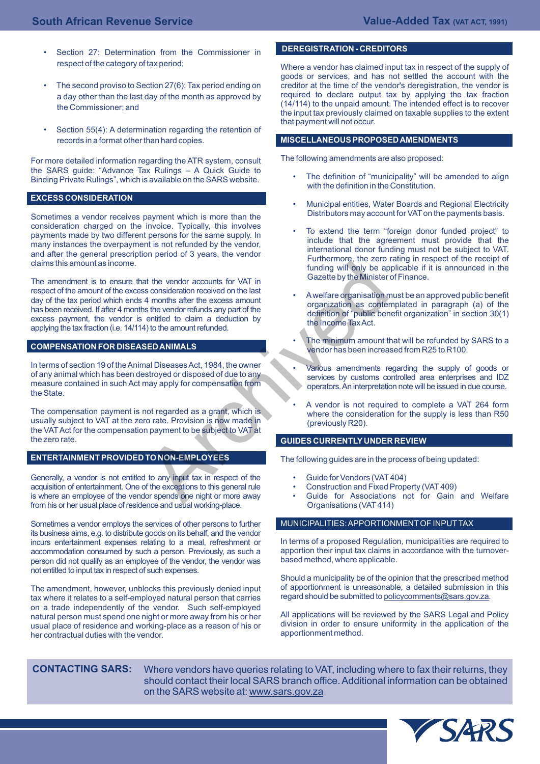- Section 27: Determination from the Commissioner in respect of the category of tax period;
- The second proviso to Section 27(6): Tax period ending on a day other than the last day of the month as approved by the Commissioner; and
- Section 55(4): A determination regarding the retention of records in a format other than hard copies.

For more detailed information regarding the ATR system, consult the SARS guide: "Advance Tax Rulings – A Quick Guide to Binding Private Rulings", which is available on the SARS website.

## EXCESS CONSIDERATION

Sometimes a vendor receives payment which is more than the consideration charged on the invoice. Typically, this involves payments made by two different persons for the same supply. In many instances the overpayment is not refunded by the vendor, and after the general prescription period of 3 years, the vendor claims this amount as income.

The amendment is to ensure that the vendor accounts for VAT in respect of the amount of the excess consideration received on the last day of the tax period which ends 4 months after the excess amount has been received. If after 4 months the vendor refunds any part of the excess payment, the vendor is entitled to claim a deduction by applying the tax fraction (i.e. 14/114) to the amount refunded.

## COMPENSATION FOR DISEASED ANIMALS

In terms of section 19 of the Animal Diseases Act, 1984, the owner of any animal which has been destroyed or disposed of due to any measure contained in such Act may apply for compensation from the State.

The compensation payment is not regarded as a grant, which is usually subject to VAT at the zero rate. Provision is now made in the VAT Act for the compensation payment to be subject to VAT at the zero rate.

## ENTERTAINMENT PROVIDED TO NON-EMPLOYEES

Generally, a vendor is not entitled to any input tax in respect of the acquisition of entertainment. One of the exceptions to this general rule is where an employee of the vendor spends one night or more away from his or her usual place of residence and usual working-place.

Sometimes a vendor employs the services of other persons to further its business aims, e.g. to distribute goods on its behalf, and the vendor incurs entertainment expenses relating to a meal, refreshment or accommodation consumed by such a person. Previously, as such a person did not qualify as an employee of the vendor, the vendor was not entitled to input tax in respect of such expenses.

The amendment, however, unblocks this previously denied input tax where it relates to a self-employed natural person that carries on a trade independently of the vendor. Such self-employed natural person must spend one night or more away from his or her usual place of residence and working-place as a reason of his or her contractual duties with the vendor.

## DEREGISTRATION - CREDITORS

Where a vendor has claimed input tax in respect of the supply of goods or services, and has not settled the account with the creditor at the time of the vendor's deregistration, the vendor is required to declare output tax by applying the tax fraction (14/114) to the unpaid amount. The intended effect is to recover the input tax previously claimed on taxable supplies to the extent that payment will not occur.

## MISCELLANEOUS PROPOSED AMENDMENTS

The following amendments are also proposed:

- The definition of "municipality" will be amended to align with the definition in the Constitution.
- Municipal entities, Water Boards and Regional Electricity Distributors may account for VAT on the payments basis.
- To extend the term "foreign donor funded project" to include that the agreement must provide that the international donor funding must not be subject to VAT. Furthermore, the zero rating in respect of the receipt of funding will only be applicable if it is announced in the Gazette by the Minister of Finance.
- A welfare organisation must be an approved public benefit organization as contemplated in paragraph (a) of the definition of "public benefit organization" in section 30(1) the Income Tax Act.
- The minimum amount that will be refunded by SARS to a vendor has been increased from R25 to R100.
- Various amendments regarding the supply of goods or services by customs controlled area enterprises and IDZ operators. An interpretation note will be issued in due course.
- A vendor is not required to complete a VAT 264 form where the consideration for the supply is less than R50 (previously R20).

## GUIDES CURRENTLY UNDER REVIEW

The following guides are in the process of being updated:

- Guide for Vendors (VAT 404)
- Construction and Fixed Property (VAT 409)
- Guide for Associations not for Gain and Welfare Organisations (VAT 414)

## MUNICIPALITIES: APPORTIONMENT OF INPUT TAX

In terms of a proposed Regulation, municipalities are required to apportion their input tax claims in accordance with the turnover-based method, where applicable.

Should a municipality be of the opinion that the prescribed method of apportionment is unreasonable, a detailed submission in this regard should be submitted to policycomments@sars.gov.za.

All applications will be reviewed by the SARS Legal and Policy division in order to ensure uniformity in the application of the apportionment method.

**CONTACTING SARS:** Where vendors have queries relating to VAT, including where to fax their returns, they should contact their local SARS branch office. Additional information can be obtained on the SARS website at: www.sars.gov.za